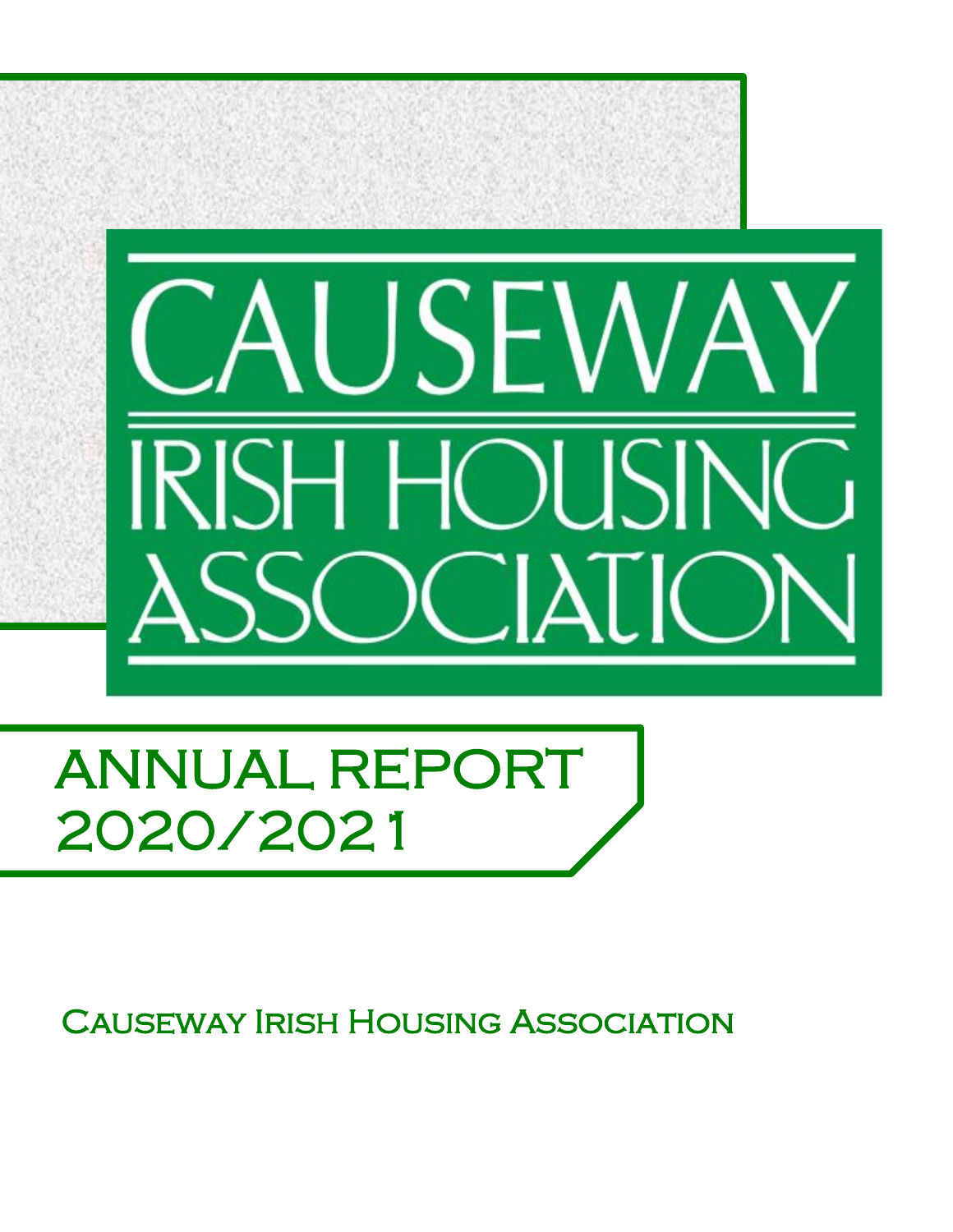# CAUSEWAY IRISH HOUSING ASSOCIATION

## ANNUAL REPORT 2020/2021

Causeway Irish Housing Association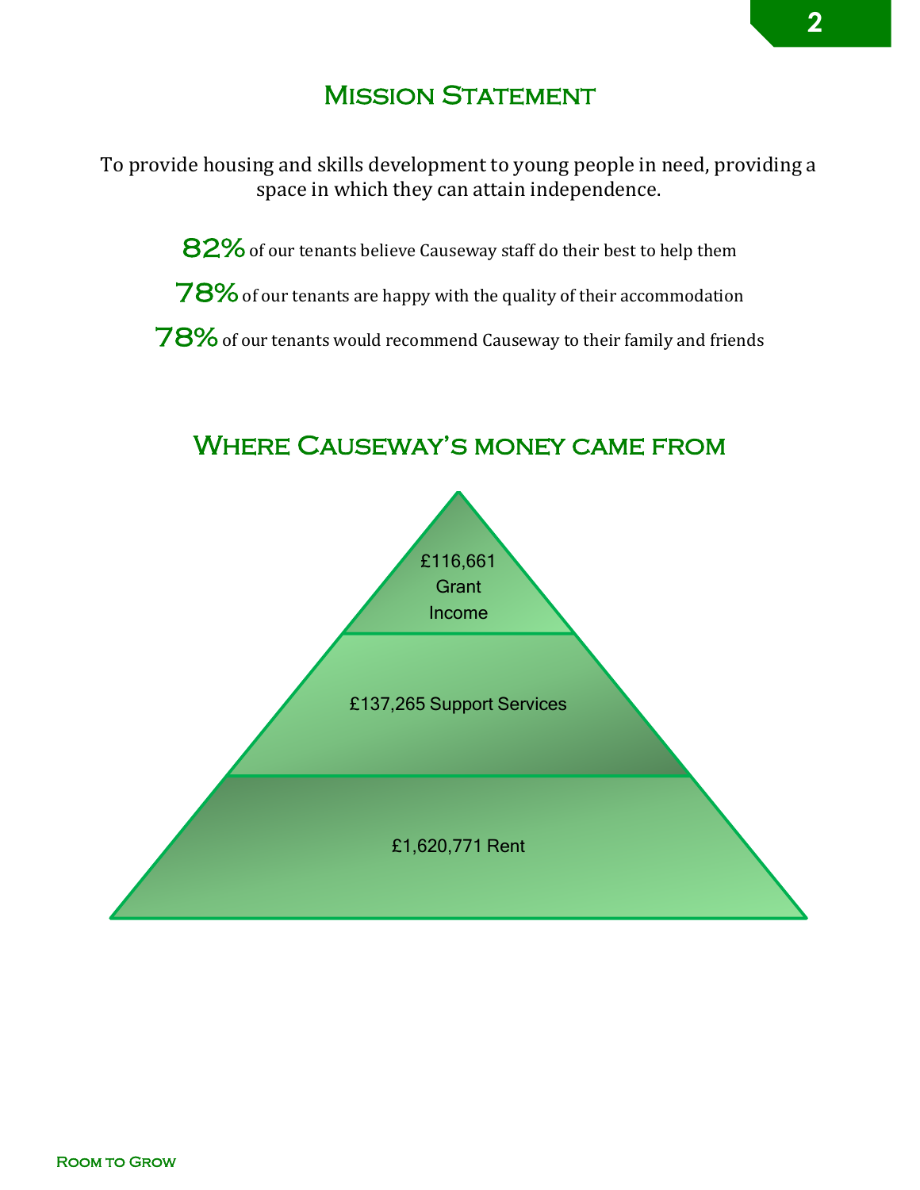## Mission Statement

To provide housing and skills development to young people in need, providing a space in which they can attain independence.

**82%** of our tenants believe Causeway staff do their best to help them

**78%** of our tenants are happy with the quality of their accommodation

**78%** of our tenants would recommend Causeway to their family and friends

## Where Causeway's money came from

£116,661 Grant Income

£137,265 Support Services

£1,620,771 Rent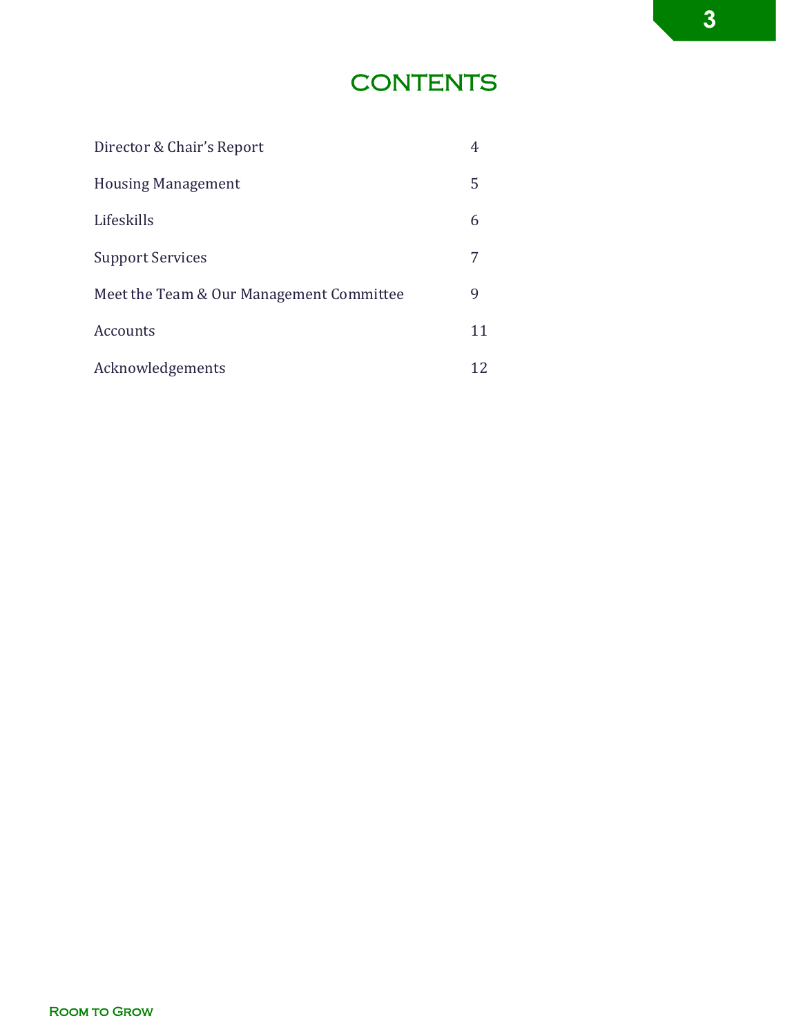# CONTENTS

| | |
|---|---|
| Director & Chair's Report | 4 |
| Housing Management | 5 |
| Lifeskills | 6 |
| Support Services | 7 |
| Meet the Team & Our Management Committee | 9 |
| Accounts | 11 |
| Acknowledgements | 12 |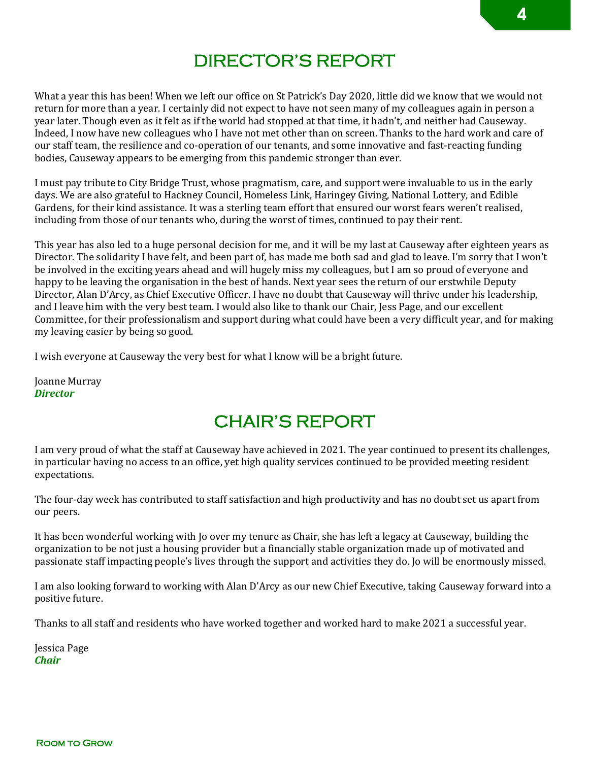# DIRECTOR'S REPORT

What a year this has been! When we left our office on St Patrick's Day 2020, little did we know that we would not return for more than a year. I certainly did not expect to have not seen many of my colleagues again in person a year later. Though even as it felt as if the world had stopped at that time, it hadn't, and neither had Causeway. Indeed, I now have new colleagues who I have not met other than on screen. Thanks to the hard work and care of our staff team, the resilience and co-operation of our tenants, and some innovative and fast-reacting funding bodies, Causeway appears to be emerging from this pandemic stronger than ever.

I must pay tribute to City Bridge Trust, whose pragmatism, care, and support were invaluable to us in the early days. We are also grateful to Hackney Council, Homeless Link, Haringey Giving, National Lottery, and Edible Gardens, for their kind assistance. It was a sterling team effort that ensured our worst fears weren't realised, including from those of our tenants who, during the worst of times, continued to pay their rent.

This year has also led to a huge personal decision for me, and it will be my last at Causeway after eighteen years as Director. The solidarity I have felt, and been part of, has made me both sad and glad to leave. I'm sorry that I won't be involved in the exciting years ahead and will hugely miss my colleagues, but I am so proud of everyone and happy to be leaving the organisation in the best of hands. Next year sees the return of our erstwhile Deputy Director, Alan D'Arcy, as Chief Executive Officer. I have no doubt that Causeway will thrive under his leadership, and I leave him with the very best team. I would also like to thank our Chair, Jess Page, and our excellent Committee, for their professionalism and support during what could have been a very difficult year, and for making my leaving easier by being so good.

I wish everyone at Causeway the very best for what I know will be a bright future.

Joanne Murray
***Director***

# CHAIR'S REPORT

I am very proud of what the staff at Causeway have achieved in 2021. The year continued to present its challenges, in particular having no access to an office, yet high quality services continued to be provided meeting resident expectations.

The four-day week has contributed to staff satisfaction and high productivity and has no doubt set us apart from our peers.

It has been wonderful working with Jo over my tenure as Chair, she has left a legacy at Causeway, building the organization to be not just a housing provider but a financially stable organization made up of motivated and passionate staff impacting people's lives through the support and activities they do. Jo will be enormously missed.

I am also looking forward to working with Alan D'Arcy as our new Chief Executive, taking Causeway forward into a positive future.

Thanks to all staff and residents who have worked together and worked hard to make 2021 a successful year.

Jessica Page
***Chair***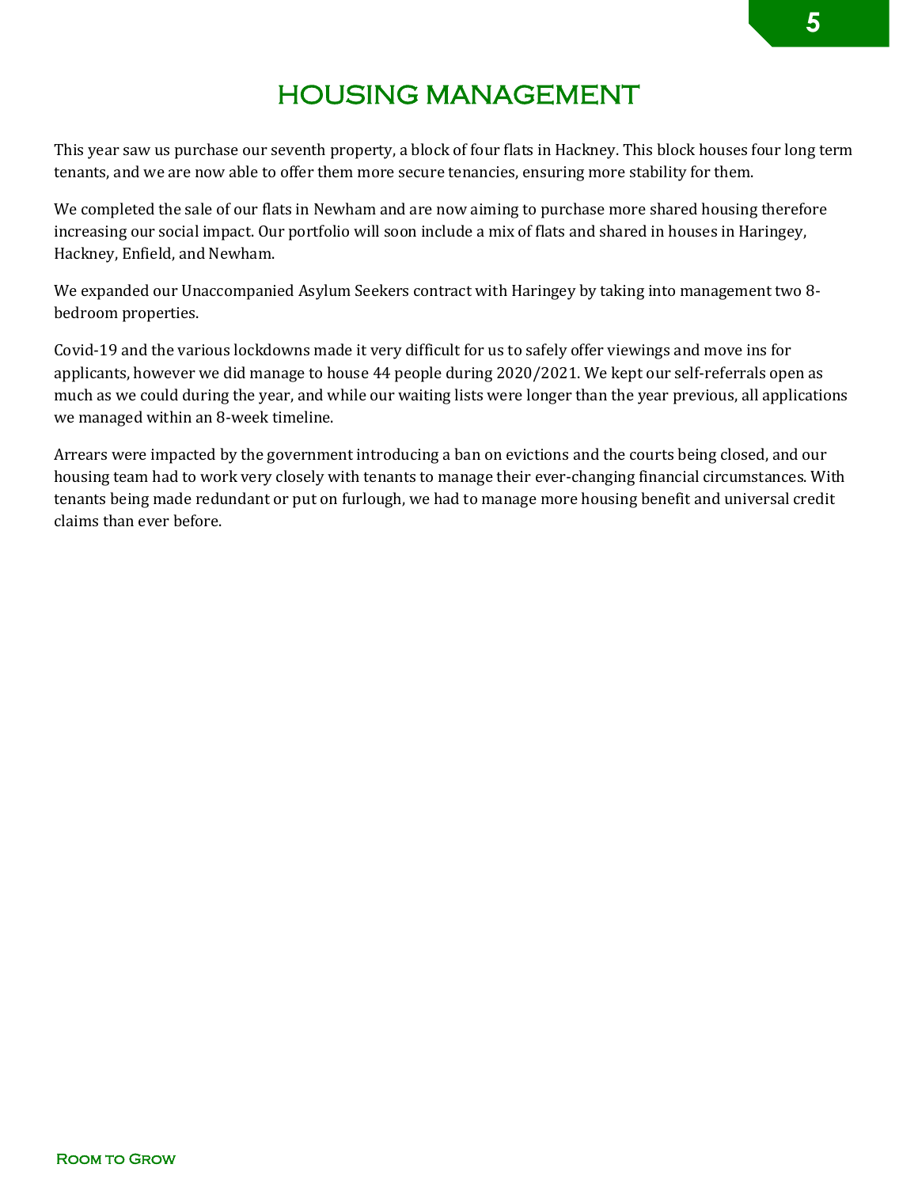# HOUSING MANAGEMENT

This year saw us purchase our seventh property, a block of four flats in Hackney. This block houses four long term tenants, and we are now able to offer them more secure tenancies, ensuring more stability for them.

We completed the sale of our flats in Newham and are now aiming to purchase more shared housing therefore increasing our social impact. Our portfolio will soon include a mix of flats and shared in houses in Haringey, Hackney, Enfield, and Newham.

We expanded our Unaccompanied Asylum Seekers contract with Haringey by taking into management two 8-bedroom properties.

Covid-19 and the various lockdowns made it very difficult for us to safely offer viewings and move ins for applicants, however we did manage to house 44 people during 2020/2021. We kept our self-referrals open as much as we could during the year, and while our waiting lists were longer than the year previous, all applications we managed within an 8-week timeline.

Arrears were impacted by the government introducing a ban on evictions and the courts being closed, and our housing team had to work very closely with tenants to manage their ever-changing financial circumstances. With tenants being made redundant or put on furlough, we had to manage more housing benefit and universal credit claims than ever before.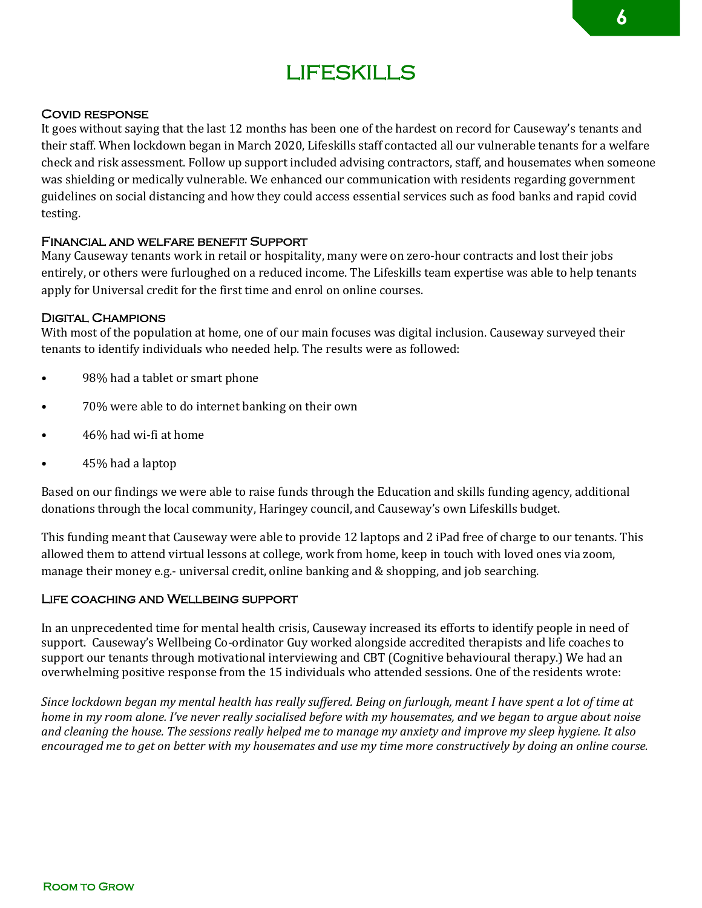# LIFESKILLS

### Covid response

It goes without saying that the last 12 months has been one of the hardest on record for Causeway's tenants and their staff. When lockdown began in March 2020, Lifeskills staff contacted all our vulnerable tenants for a welfare check and risk assessment. Follow up support included advising contractors, staff, and housemates when someone was shielding or medically vulnerable. We enhanced our communication with residents regarding government guidelines on social distancing and how they could access essential services such as food banks and rapid covid testing.

### Financial and welfare benefit Support

Many Causeway tenants work in retail or hospitality, many were on zero-hour contracts and lost their jobs entirely, or others were furloughed on a reduced income. The Lifeskills team expertise was able to help tenants apply for Universal credit for the first time and enrol on online courses.

### Digital Champions

With most of the population at home, one of our main focuses was digital inclusion. Causeway surveyed their tenants to identify individuals who needed help. The results were as followed:

- 98% had a tablet or smart phone
- 70% were able to do internet banking on their own
- 46% had wi-fi at home
- 45% had a laptop

Based on our findings we were able to raise funds through the Education and skills funding agency, additional donations through the local community, Haringey council, and Causeway's own Lifeskills budget.

This funding meant that Causeway were able to provide 12 laptops and 2 iPad free of charge to our tenants. This allowed them to attend virtual lessons at college, work from home, keep in touch with loved ones via zoom, manage their money e.g.- universal credit, online banking and & shopping, and job searching.

### Life coaching and Wellbeing support

In an unprecedented time for mental health crisis, Causeway increased its efforts to identify people in need of support. Causeway's Wellbeing Co-ordinator Guy worked alongside accredited therapists and life coaches to support our tenants through motivational interviewing and CBT (Cognitive behavioural therapy.) We had an overwhelming positive response from the 15 individuals who attended sessions. One of the residents wrote:

*Since lockdown began my mental health has really suffered. Being on furlough, meant I have spent a lot of time at home in my room alone. I've never really socialised before with my housemates, and we began to argue about noise and cleaning the house. The sessions really helped me to manage my anxiety and improve my sleep hygiene. It also encouraged me to get on better with my housemates and use my time more constructively by doing an online course.*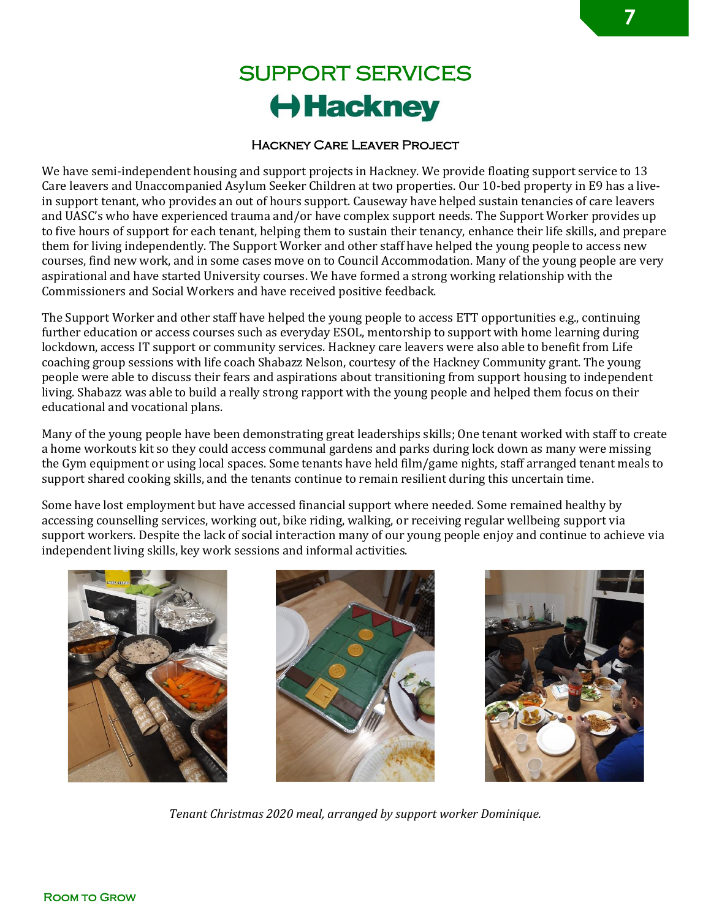# SUPPORT SERVICES

## Hackney

### Hackney Care Leaver Project

We have semi-independent housing and support projects in Hackney. We provide floating support service to 13 Care leavers and Unaccompanied Asylum Seeker Children at two properties. Our 10-bed property in E9 has a live-in support tenant, who provides an out of hours support. Causeway have helped sustain tenancies of care leavers and UASC's who have experienced trauma and/or have complex support needs. The Support Worker provides up to five hours of support for each tenant, helping them to sustain their tenancy, enhance their life skills, and prepare them for living independently. The Support Worker and other staff have helped the young people to access new courses, find new work, and in some cases move on to Council Accommodation. Many of the young people are very aspirational and have started University courses. We have formed a strong working relationship with the Commissioners and Social Workers and have received positive feedback.

The Support Worker and other staff have helped the young people to access ETT opportunities e.g., continuing further education or access courses such as everyday ESOL, mentorship to support with home learning during lockdown, access IT support or community services. Hackney care leavers were also able to benefit from Life coaching group sessions with life coach Shabazz Nelson, courtesy of the Hackney Community grant. The young people were able to discuss their fears and aspirations about transitioning from support housing to independent living. Shabazz was able to build a really strong rapport with the young people and helped them focus on their educational and vocational plans.

Many of the young people have been demonstrating great leaderships skills; One tenant worked with staff to create a home workouts kit so they could access communal gardens and parks during lock down as many were missing the Gym equipment or using local spaces. Some tenants have held film/game nights, staff arranged tenant meals to support shared cooking skills, and the tenants continue to remain resilient during this uncertain time.

Some have lost employment but have accessed financial support where needed. Some remained healthy by accessing counselling services, working out, bike riding, walking, or receiving regular wellbeing support via support workers. Despite the lack of social interaction many of our young people enjoy and continue to achieve via independent living skills, key work sessions and informal activities.

*Tenant Christmas 2020 meal, arranged by support worker Dominique.*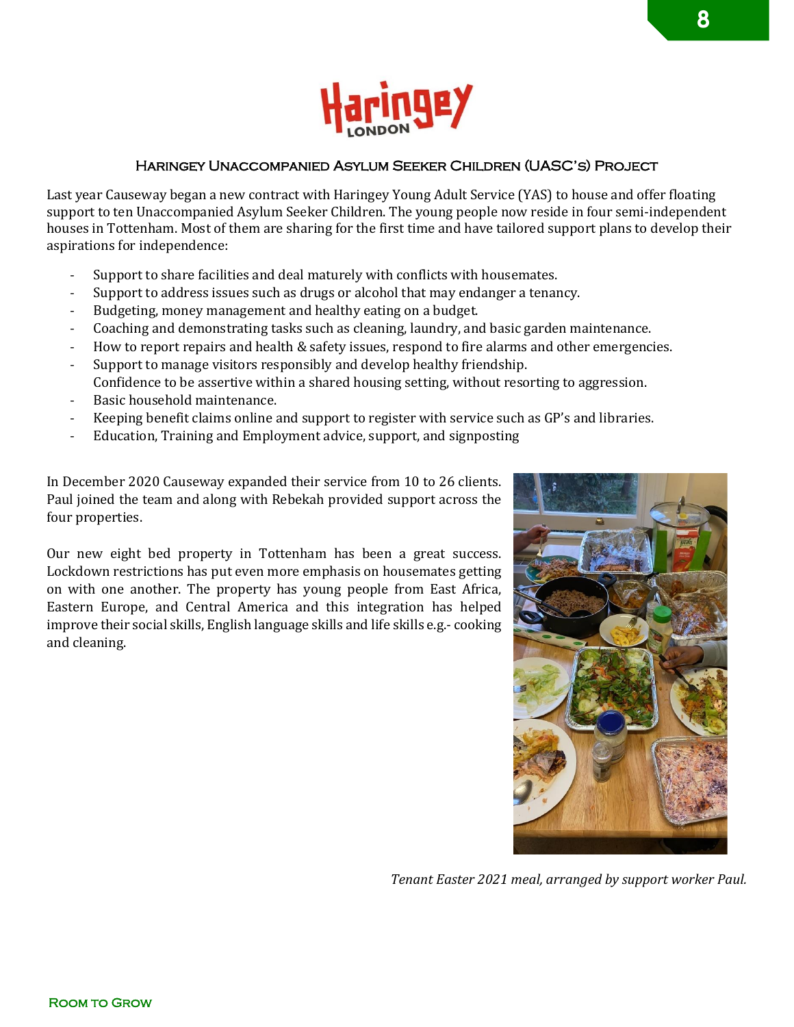## Haringey Unaccompanied Asylum Seeker Children (UASC's) Project

Last year Causeway began a new contract with Haringey Young Adult Service (YAS) to house and offer floating support to ten Unaccompanied Asylum Seeker Children. The young people now reside in four semi-independent houses in Tottenham. Most of them are sharing for the first time and have tailored support plans to develop their aspirations for independence:

- Support to share facilities and deal maturely with conflicts with housemates.
- Support to address issues such as drugs or alcohol that may endanger a tenancy.
- Budgeting, money management and healthy eating on a budget.
- Coaching and demonstrating tasks such as cleaning, laundry, and basic garden maintenance.
- How to report repairs and health & safety issues, respond to fire alarms and other emergencies.
- Support to manage visitors responsibly and develop healthy friendship.
  Confidence to be assertive within a shared housing setting, without resorting to aggression.
- Basic household maintenance.
- Keeping benefit claims online and support to register with service such as GP's and libraries.
- Education, Training and Employment advice, support, and signposting

In December 2020 Causeway expanded their service from 10 to 26 clients. Paul joined the team and along with Rebekah provided support across the four properties.

Our new eight bed property in Tottenham has been a great success. Lockdown restrictions has put even more emphasis on housemates getting on with one another. The property has young people from East Africa, Eastern Europe, and Central America and this integration has helped improve their social skills, English language skills and life skills e.g.- cooking and cleaning.

*Tenant Easter 2021 meal, arranged by support worker Paul.*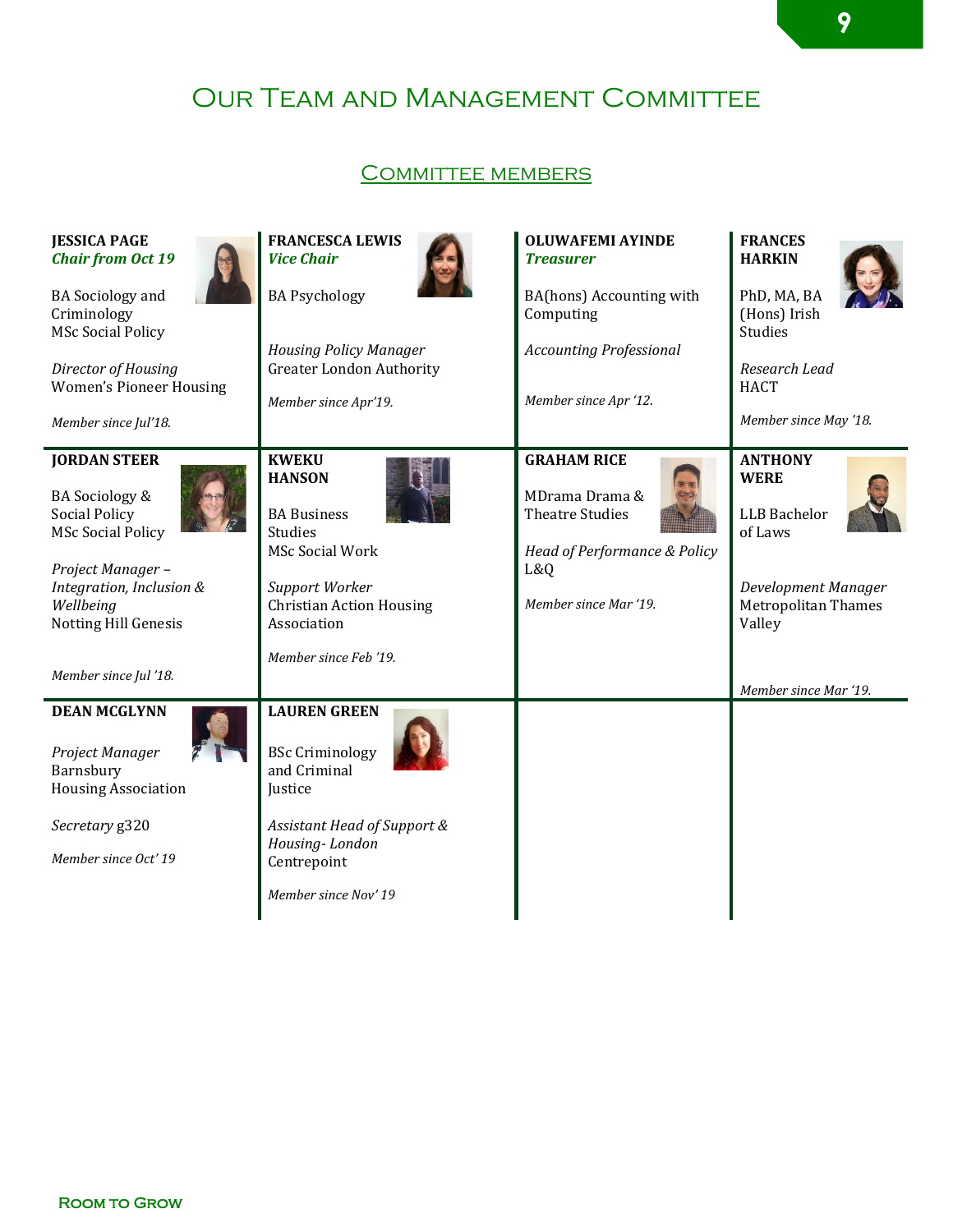# Our Team and Management Committee

## Committee members

**JESSICA PAGE**
***Chair from Oct 19***

BA Sociology and Criminology
MSc Social Policy

*Director of Housing*
Women's Pioneer Housing

*Member since Jul'18.*

**FRANCESCA LEWIS**
***Vice Chair***

BA Psychology

*Housing Policy Manager*
Greater London Authority

*Member since Apr'19.*

**OLUWAFEMI AYINDE**
***Treasurer***

BA(hons) Accounting with Computing

*Accounting Professional*

*Member since Apr '12.*

**FRANCES HARKIN**

PhD, MA, BA (Hons) Irish Studies

*Research Lead*
HACT

*Member since May '18.*

**JORDAN STEER**

BA Sociology & Social Policy
MSc Social Policy

*Project Manager – Integration, Inclusion & Wellbeing*
Notting Hill Genesis

*Member since Jul '18.*

**KWEKU HANSON**

BA Business Studies
MSc Social Work

*Support Worker*
Christian Action Housing Association

*Member since Feb '19.*

**GRAHAM RICE**

MDrama Drama & Theatre Studies

*Head of Performance & Policy*
L&Q

*Member since Mar '19.*

**ANTHONY WERE**

LLB Bachelor of Laws

*Development Manager*
Metropolitan Thames Valley

*Member since Mar '19.*

**DEAN MCGLYNN**

*Project Manager*
Barnsbury Housing Association

*Secretary* g320

*Member since Oct' 19*

**LAUREN GREEN**

BSc Criminology and Criminal Justice

*Assistant Head of Support & Housing- London*
Centrepoint

*Member since Nov' 19*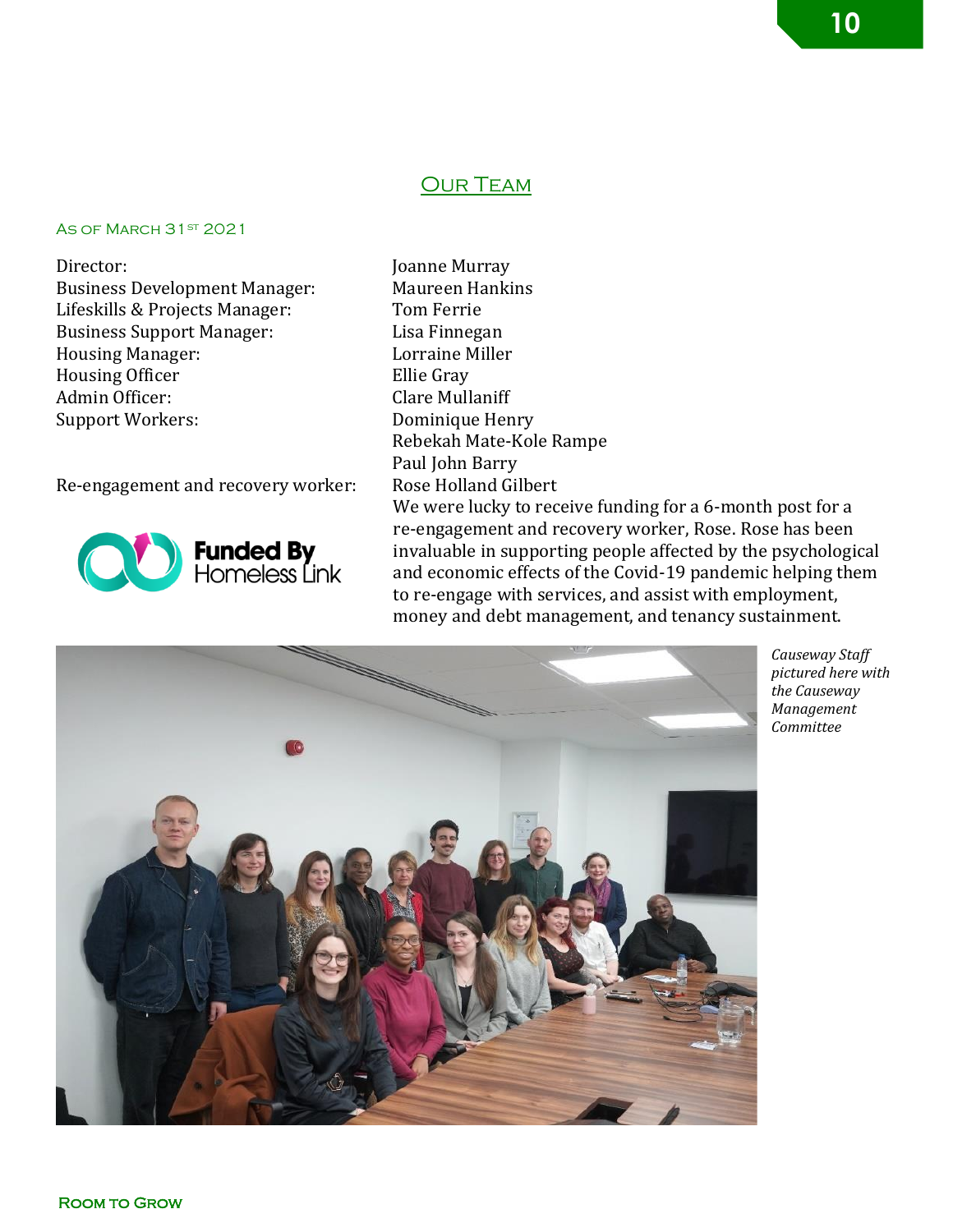## Our Team

As of March 31st 2021

| | |
|---|---|
| Director: | Joanne Murray |
| Business Development Manager: | Maureen Hankins |
| Lifeskills & Projects Manager: | Tom Ferrie |
| Business Support Manager: | Lisa Finnegan |
| Housing Manager: | Lorraine Miller |
| Housing Officer | Ellie Gray |
| Admin Officer: | Clare Mullaniff |
| Support Workers: | Dominique Henry |
| | Rebekah Mate-Kole Rampe |
| | Paul John Barry |
| Re-engagement and recovery worker: | Rose Holland Gilbert |

Funded By Homeless Link

We were lucky to receive funding for a 6-month post for a re-engagement and recovery worker, Rose. Rose has been invaluable in supporting people affected by the psychological and economic effects of the Covid-19 pandemic helping them to re-engage with services, and assist with employment, money and debt management, and tenancy sustainment.

*Causeway Staff pictured here with the Causeway Management Committee*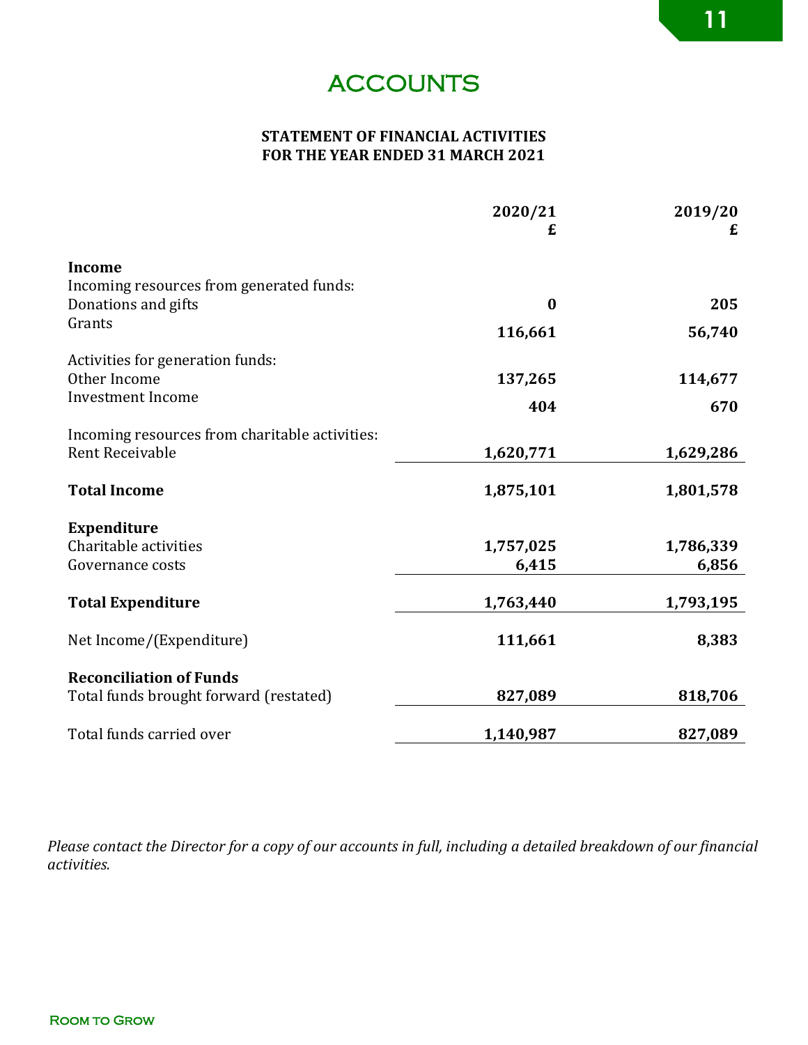# ACCOUNTS

**STATEMENT OF FINANCIAL ACTIVITIES**
**FOR THE YEAR ENDED 31 MARCH 2021**

| | 2020/21 £ | 2019/20 £ |
|---|---|---|
| **Income** | | |
| Incoming resources from generated funds: | | |
| Donations and gifts | **0** | **205** |
| Grants | **116,661** | **56,740** |
| Activities for generation funds: | | |
| Other Income | **137,265** | **114,677** |
| Investment Income | **404** | **670** |
| Incoming resources from charitable activities: | | |
| Rent Receivable | **1,620,771** | **1,629,286** |
| **Total Income** | **1,875,101** | **1,801,578** |
| **Expenditure** | | |
| Charitable activities | **1,757,025** | **1,786,339** |
| Governance costs | **6,415** | **6,856** |
| **Total Expenditure** | **1,763,440** | **1,793,195** |
| Net Income/(Expenditure) | **111,661** | **8,383** |
| **Reconciliation of Funds** | | |
| Total funds brought forward (restated) | **827,089** | **818,706** |
| Total funds carried over | **1,140,987** | **827,089** |

*Please contact the Director for a copy of our accounts in full, including a detailed breakdown of our financial activities.*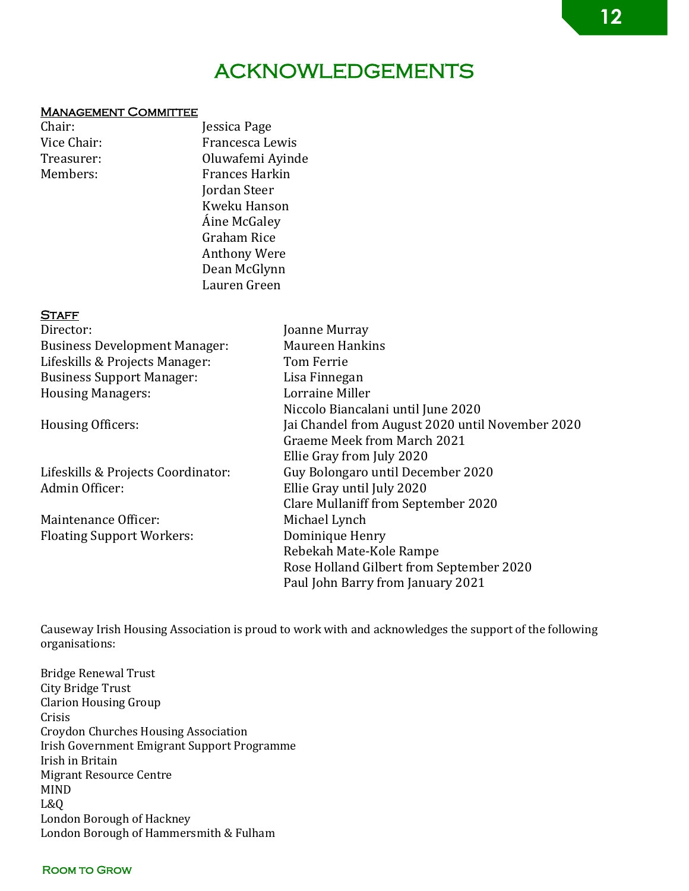# ACKNOWLEDGEMENTS

## Management Committee

| | |
|---|---|
| Chair: | Jessica Page |
| Vice Chair: | Francesca Lewis |
| Treasurer: | Oluwafemi Ayinde |
| Members: | Frances Harkin |
| | Jordan Steer |
| | Kweku Hanson |
| | Áine McGaley |
| | Graham Rice |
| | Anthony Were |
| | Dean McGlynn |
| | Lauren Green |

## Staff

| | |
|---|---|
| Director: | Joanne Murray |
| Business Development Manager: | Maureen Hankins |
| Lifeskills & Projects Manager: | Tom Ferrie |
| Business Support Manager: | Lisa Finnegan |
| Housing Managers: | Lorraine Miller |
| | Niccolo Biancalani until June 2020 |
| Housing Officers: | Jai Chandel from August 2020 until November 2020 |
| | Graeme Meek from March 2021 |
| | Ellie Gray from July 2020 |
| Lifeskills & Projects Coordinator: | Guy Bolongaro until December 2020 |
| Admin Officer: | Ellie Gray until July 2020 |
| | Clare Mullaniff from September 2020 |
| Maintenance Officer: | Michael Lynch |
| Floating Support Workers: | Dominique Henry |
| | Rebekah Mate-Kole Rampe |
| | Rose Holland Gilbert from September 2020 |
| | Paul John Barry from January 2021 |

Causeway Irish Housing Association is proud to work with and acknowledges the support of the following organisations:

Bridge Renewal Trust
City Bridge Trust
Clarion Housing Group
Crisis
Croydon Churches Housing Association
Irish Government Emigrant Support Programme
Irish in Britain
Migrant Resource Centre
MIND
L&Q
London Borough of Hackney
London Borough of Hammersmith & Fulham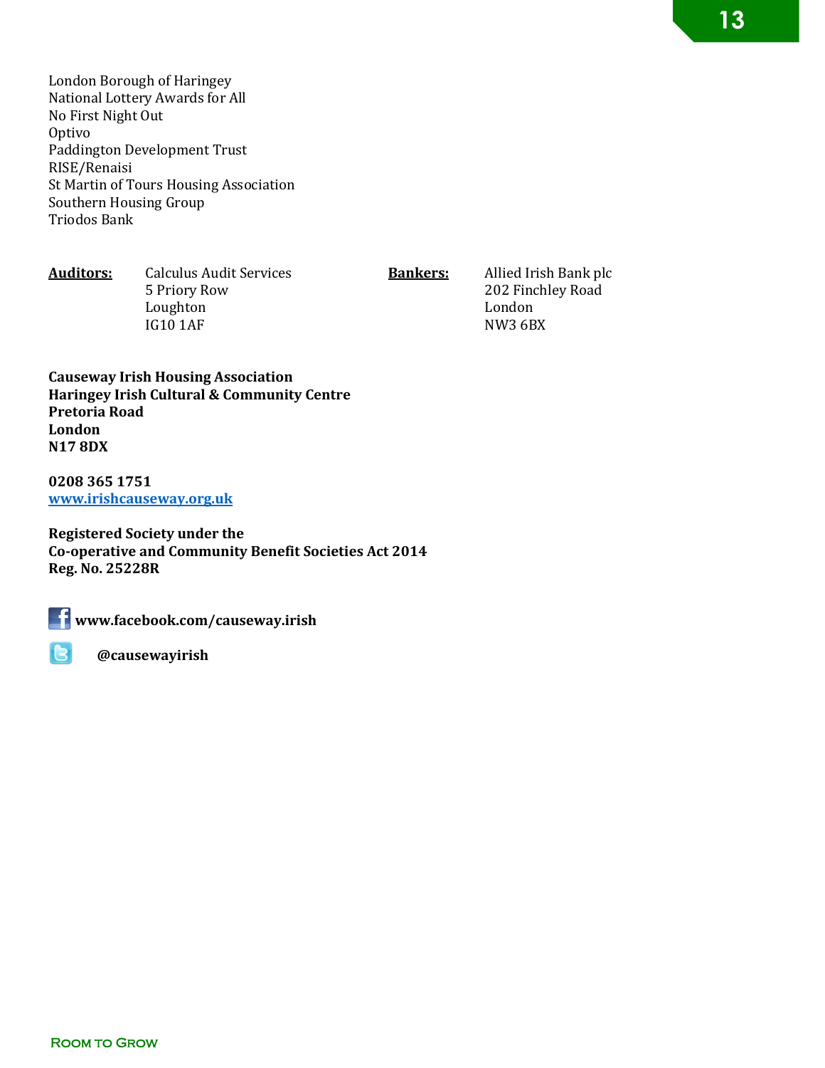London Borough of Haringey
National Lottery Awards for All
No First Night Out
Optivo
Paddington Development Trust
RISE/Renaisi
St Martin of Tours Housing Association
Southern Housing Group
Triodos Bank

**Auditors:** Calculus Audit Services
5 Priory Row
Loughton
IG10 1AF

**Bankers:** Allied Irish Bank plc
202 Finchley Road
London
NW3 6BX

**Causeway Irish Housing Association**
**Haringey Irish Cultural & Community Centre**
**Pretoria Road**
**London**
**N17 8DX**

**0208 365 1751**
**www.irishcauseway.org.uk**

**Registered Society under the**
**Co-operative and Community Benefit Societies Act 2014**
**Reg. No. 25228R**

**www.facebook.com/causeway.irish**

**@causewayirish**